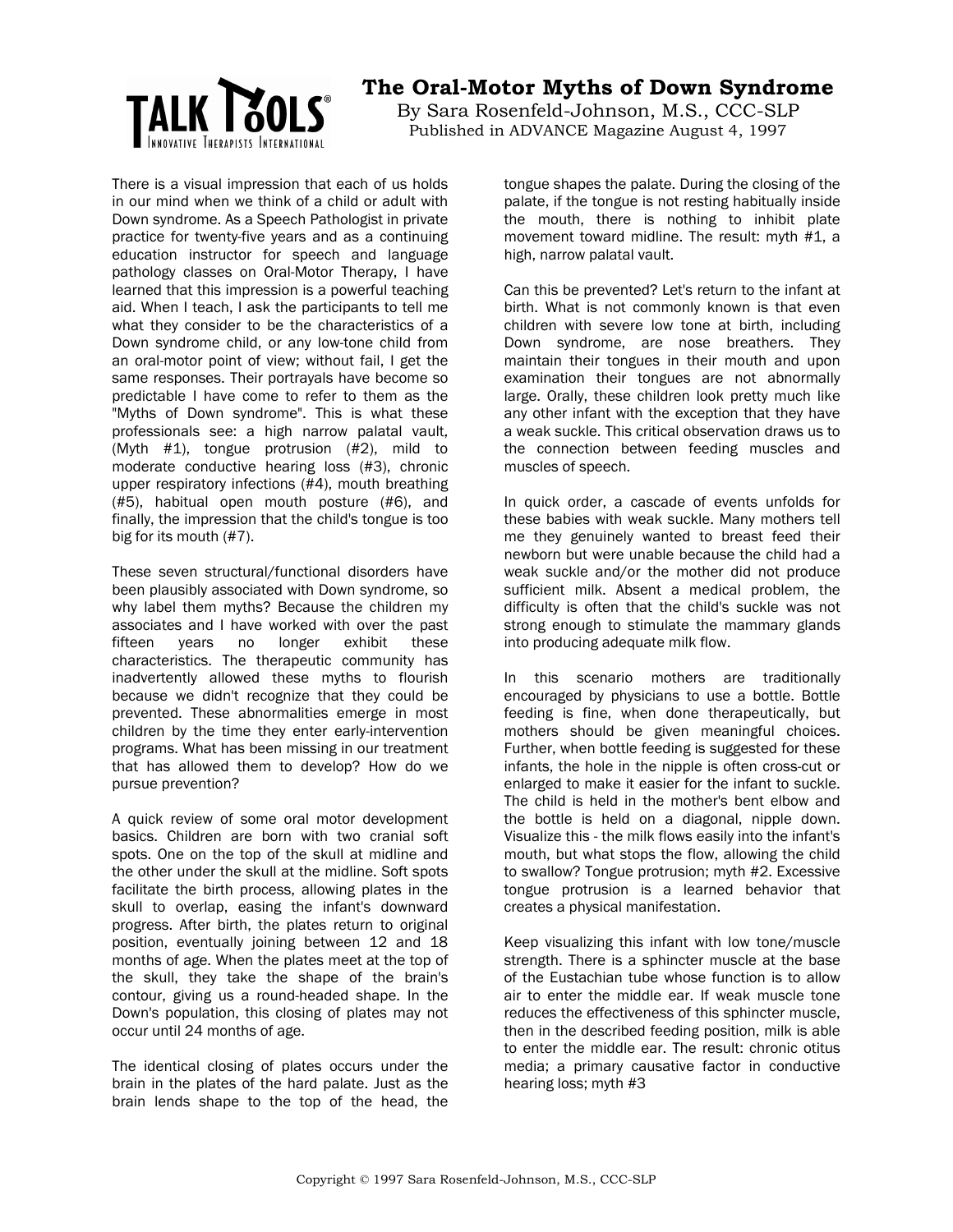# The Oral-Motor Myths of Down Syndrome

By Sara Rosenfeld-Johnson, M.S., CCC-SLP
Published in ADVANCE Magazine August 4, 1997

There is a visual impression that each of us holds in our mind when we think of a child or adult with Down syndrome. As a Speech Pathologist in private practice for twenty-five years and as a continuing education instructor for speech and language pathology classes on Oral-Motor Therapy, I have learned that this impression is a powerful teaching aid. When I teach, I ask the participants to tell me what they consider to be the characteristics of a Down syndrome child, or any low-tone child from an oral-motor point of view; without fail, I get the same responses. Their portrayals have become so predictable I have come to refer to them as the "Myths of Down syndrome". This is what these professionals see: a high narrow palatal vault, (Myth #1), tongue protrusion (#2), mild to moderate conductive hearing loss (#3), chronic upper respiratory infections (#4), mouth breathing (#5), habitual open mouth posture (#6), and finally, the impression that the child's tongue is too big for its mouth (#7).

These seven structural/functional disorders have been plausibly associated with Down syndrome, so why label them myths? Because the children my associates and I have worked with over the past fifteen years no longer exhibit these characteristics. The therapeutic community has inadvertently allowed these myths to flourish because we didn't recognize that they could be prevented. These abnormalities emerge in most children by the time they enter early-intervention programs. What has been missing in our treatment that has allowed them to develop? How do we pursue prevention?

A quick review of some oral motor development basics. Children are born with two cranial soft spots. One on the top of the skull at midline and the other under the skull at the midline. Soft spots facilitate the birth process, allowing plates in the skull to overlap, easing the infant's downward progress. After birth, the plates return to original position, eventually joining between 12 and 18 months of age. When the plates meet at the top of the skull, they take the shape of the brain's contour, giving us a round-headed shape. In the Down's population, this closing of plates may not occur until 24 months of age.

The identical closing of plates occurs under the brain in the plates of the hard palate. Just as the brain lends shape to the top of the head, the tongue shapes the palate. During the closing of the palate, if the tongue is not resting habitually inside the mouth, there is nothing to inhibit plate movement toward midline. The result: myth #1, a high, narrow palatal vault.

Can this be prevented? Let's return to the infant at birth. What is not commonly known is that even children with severe low tone at birth, including Down syndrome, are nose breathers. They maintain their tongues in their mouth and upon examination their tongues are not abnormally large. Orally, these children look pretty much like any other infant with the exception that they have a weak suckle. This critical observation draws us to the connection between feeding muscles and muscles of speech.

In quick order, a cascade of events unfolds for these babies with weak suckle. Many mothers tell me they genuinely wanted to breast feed their newborn but were unable because the child had a weak suckle and/or the mother did not produce sufficient milk. Absent a medical problem, the difficulty is often that the child's suckle was not strong enough to stimulate the mammary glands into producing adequate milk flow.

In this scenario mothers are traditionally encouraged by physicians to use a bottle. Bottle feeding is fine, when done therapeutically, but mothers should be given meaningful choices. Further, when bottle feeding is suggested for these infants, the hole in the nipple is often cross-cut or enlarged to make it easier for the infant to suckle. The child is held in the mother's bent elbow and the bottle is held on a diagonal, nipple down. Visualize this - the milk flows easily into the infant's mouth, but what stops the flow, allowing the child to swallow? Tongue protrusion; myth #2. Excessive tongue protrusion is a learned behavior that creates a physical manifestation.

Keep visualizing this infant with low tone/muscle strength. There is a sphincter muscle at the base of the Eustachian tube whose function is to allow air to enter the middle ear. If weak muscle tone reduces the effectiveness of this sphincter muscle, then in the described feeding position, milk is able to enter the middle ear. The result: chronic otitus media; a primary causative factor in conductive hearing loss; myth #3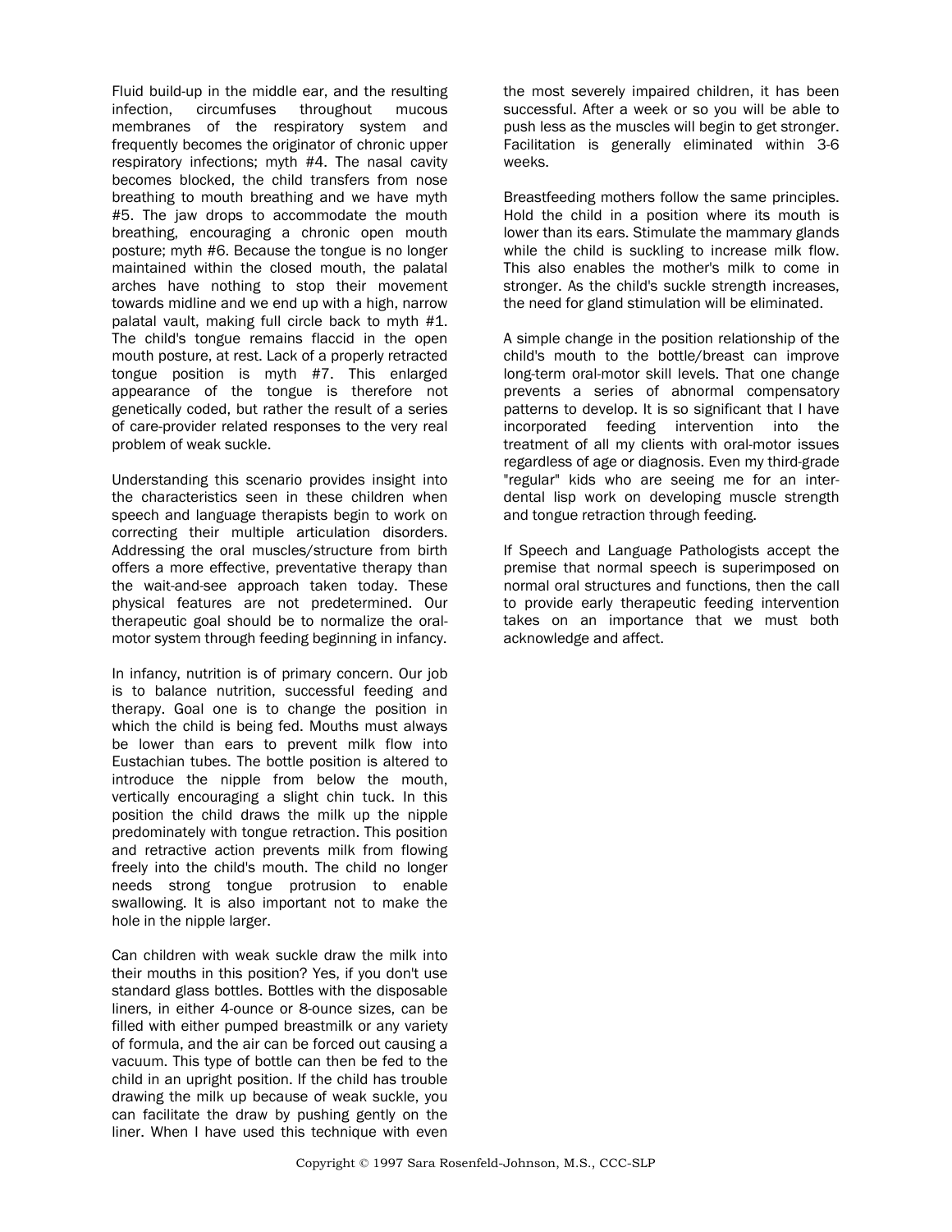Fluid build-up in the middle ear, and the resulting infection, circumfuses throughout mucous membranes of the respiratory system and frequently becomes the originator of chronic upper respiratory infections; myth #4. The nasal cavity becomes blocked, the child transfers from nose breathing to mouth breathing and we have myth #5. The jaw drops to accommodate the mouth breathing, encouraging a chronic open mouth posture; myth #6. Because the tongue is no longer maintained within the closed mouth, the palatal arches have nothing to stop their movement towards midline and we end up with a high, narrow palatal vault, making full circle back to myth #1. The child's tongue remains flaccid in the open mouth posture, at rest. Lack of a properly retracted tongue position is myth #7. This enlarged appearance of the tongue is therefore not genetically coded, but rather the result of a series of care-provider related responses to the very real problem of weak suckle.

Understanding this scenario provides insight into the characteristics seen in these children when speech and language therapists begin to work on correcting their multiple articulation disorders. Addressing the oral muscles/structure from birth offers a more effective, preventative therapy than the wait-and-see approach taken today. These physical features are not predetermined. Our therapeutic goal should be to normalize the oral-motor system through feeding beginning in infancy.

In infancy, nutrition is of primary concern. Our job is to balance nutrition, successful feeding and therapy. Goal one is to change the position in which the child is being fed. Mouths must always be lower than ears to prevent milk flow into Eustachian tubes. The bottle position is altered to introduce the nipple from below the mouth, vertically encouraging a slight chin tuck. In this position the child draws the milk up the nipple predominately with tongue retraction. This position and retractive action prevents milk from flowing freely into the child's mouth. The child no longer needs strong tongue protrusion to enable swallowing. It is also important not to make the hole in the nipple larger.

Can children with weak suckle draw the milk into their mouths in this position? Yes, if you don't use standard glass bottles. Bottles with the disposable liners, in either 4-ounce or 8-ounce sizes, can be filled with either pumped breastmilk or any variety of formula, and the air can be forced out causing a vacuum. This type of bottle can then be fed to the child in an upright position. If the child has trouble drawing the milk up because of weak suckle, you can facilitate the draw by pushing gently on the liner. When I have used this technique with even the most severely impaired children, it has been successful. After a week or so you will be able to push less as the muscles will begin to get stronger. Facilitation is generally eliminated within 3-6 weeks.

Breastfeeding mothers follow the same principles. Hold the child in a position where its mouth is lower than its ears. Stimulate the mammary glands while the child is suckling to increase milk flow. This also enables the mother's milk to come in stronger. As the child's suckle strength increases, the need for gland stimulation will be eliminated.

A simple change in the position relationship of the child's mouth to the bottle/breast can improve long-term oral-motor skill levels. That one change prevents a series of abnormal compensatory patterns to develop. It is so significant that I have incorporated feeding intervention into the treatment of all my clients with oral-motor issues regardless of age or diagnosis. Even my third-grade "regular" kids who are seeing me for an inter-dental lisp work on developing muscle strength and tongue retraction through feeding.

If Speech and Language Pathologists accept the premise that normal speech is superimposed on normal oral structures and functions, then the call to provide early therapeutic feeding intervention takes on an importance that we must both acknowledge and affect.

Copyright © 1997 Sara Rosenfeld-Johnson, M.S., CCC-SLP